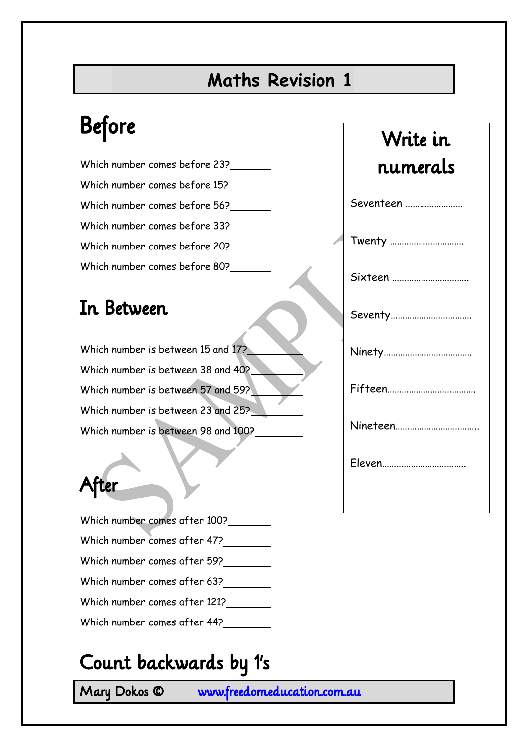# Maths Revision 1

## Before

Which number comes before 23?________

Which number comes before 15?________

Which number comes before 56?________

Which number comes before 33?________

Which number comes before 20?________

Which number comes before 80?________

## In Between

Which number is between 15 and 17?________

Which number is between 38 and 40?________

Which number is between 57 and 59?________

Which number is between 23 and 25?________

Which number is between 98 and 100?________

## After

Which number comes after 100?________

Which number comes after 47?________

Which number comes after 59?________

Which number comes after 63?________

Which number comes after 121?________

Which number comes after 44?________

## Write in numerals

Seventeen ……………………

Twenty …………………………

Sixteen …………………………

Seventy……………………………

Ninety………………………………

Fifteen………………………………

Nineteen……………………………

Eleven……………………………

## Count backwards by 1's

Mary Dokos © www.freedomeducation.com.au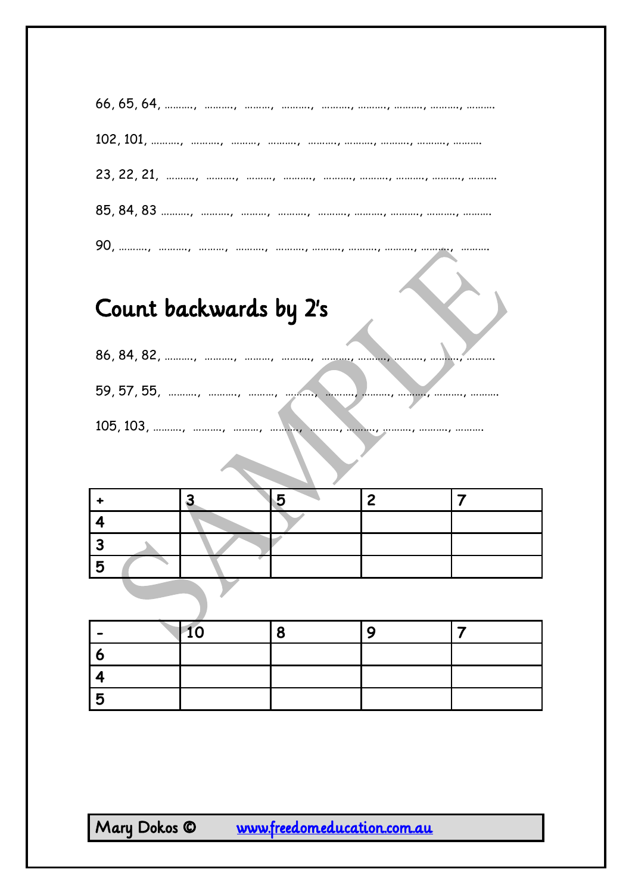66, 65, 64, ………., ………., ………, ………., ………., ………., ………., ………., ……….

102, 101, ………., ………., ………, ………., ………., ………., ………., ………., ……….

23, 22, 21, ………., ………., ………, ………., ………., ………., ………., ………., ……….

85, 84, 83 ………., ………., ………, ………., ………., ………., ………., ………., ……….

90, ………., ………., ………, ………., ………., ………., ………., ………., ………., ……….

## Count backwards by 2's

86, 84, 82, ………., ………., ………, ………., ………., ………., ………., ………., ……….

59, 57, 55, ………., ………., ………, ………., ………., ………., ………., ………., ……….

105, 103, ………., ………., ………, ………., ………., ………., ………., ………., ……….

| + | 3 | 5 | 2 | 7 |
|---|---|---|---|---|
| 4 | | | | |
| 3 | | | | |
| 5 | | | | |

| - | 10 | 8 | 9 | 7 |
|---|---|---|---|---|
| 6 | | | | |
| 4 | | | | |
| 5 | | | | |

Mary Dokos © www.freedomeducation.com.au